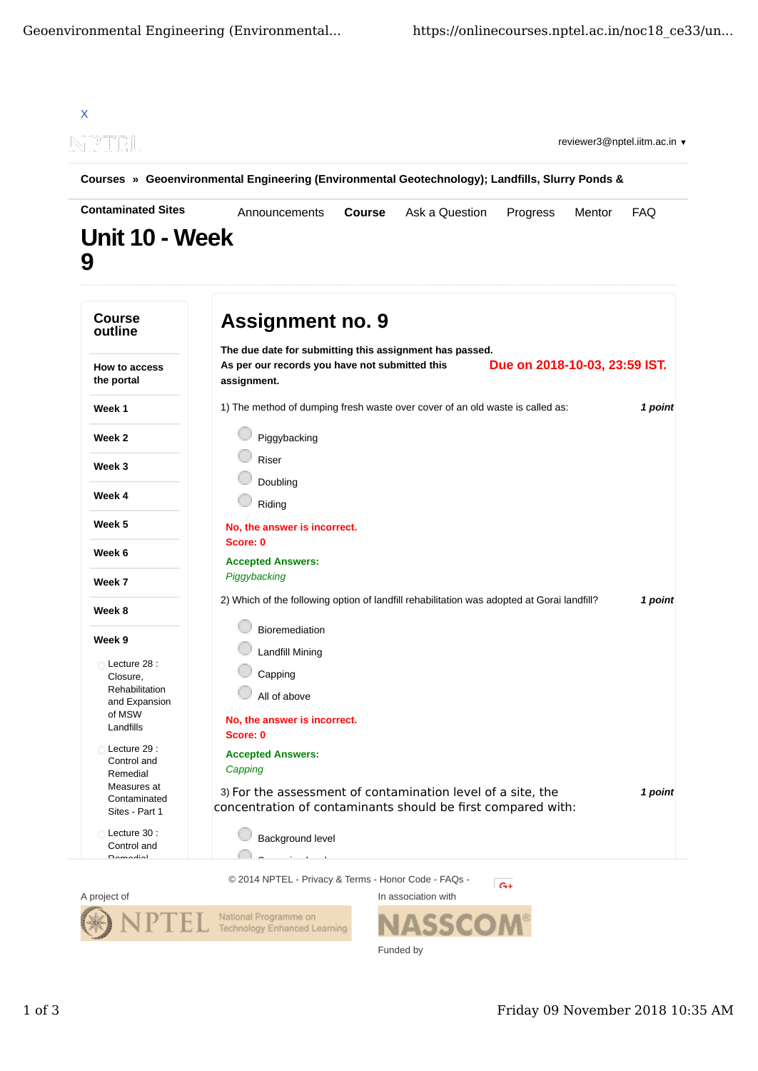X

reviewer3@nptel.iitm.ac.in ▼

**Courses » Geoenvironmental Engineering (Environmental Geotechnology); Landfills, Slurry Ponds & Contaminated Sites**

Announcements **Course** Ask a Question Progress Mentor FAQ

# Unit 10 - Week 9

## Course outline

**How to access the portal**

**Week 1**

**Week 2**

**Week 3**

**Week 4**

**Week 5**

**Week 6**

**Week 7**

**Week 8**

**Week 9**

- Lecture 28 : Closure, Rehabilitation and Expansion of MSW Landfills
- Lecture 29 : Control and Remedial Measures at Contaminated Sites - Part 1
- Lecture 30 : Control and Remedial

## Assignment no. 9

**The due date for submitting this assignment has passed.**
**As per our records you have not submitted this assignment.**

**Due on 2018-10-03, 23:59 IST.**

1) The method of dumping fresh waste over cover of an old waste is called as: ***1 point***

- Piggybacking
- Riser
- Doubling
- Riding

**No, the answer is incorrect.**
**Score: 0**

**Accepted Answers:**
*Piggybacking*

2) Which of the following option of landfill rehabilitation was adopted at Gorai landfill? ***1 point***

- Bioremediation
- Landfill Mining
- Capping
- All of above

**No, the answer is incorrect.**
**Score: 0**

**Accepted Answers:**
*Capping*

3) For the assessment of contamination level of a site, the concentration of contaminants should be first compared with: ***1 point***

- Background level

© 2014 NPTEL - Privacy & Terms - Honor Code - FAQs -

A project of

In association with

Funded by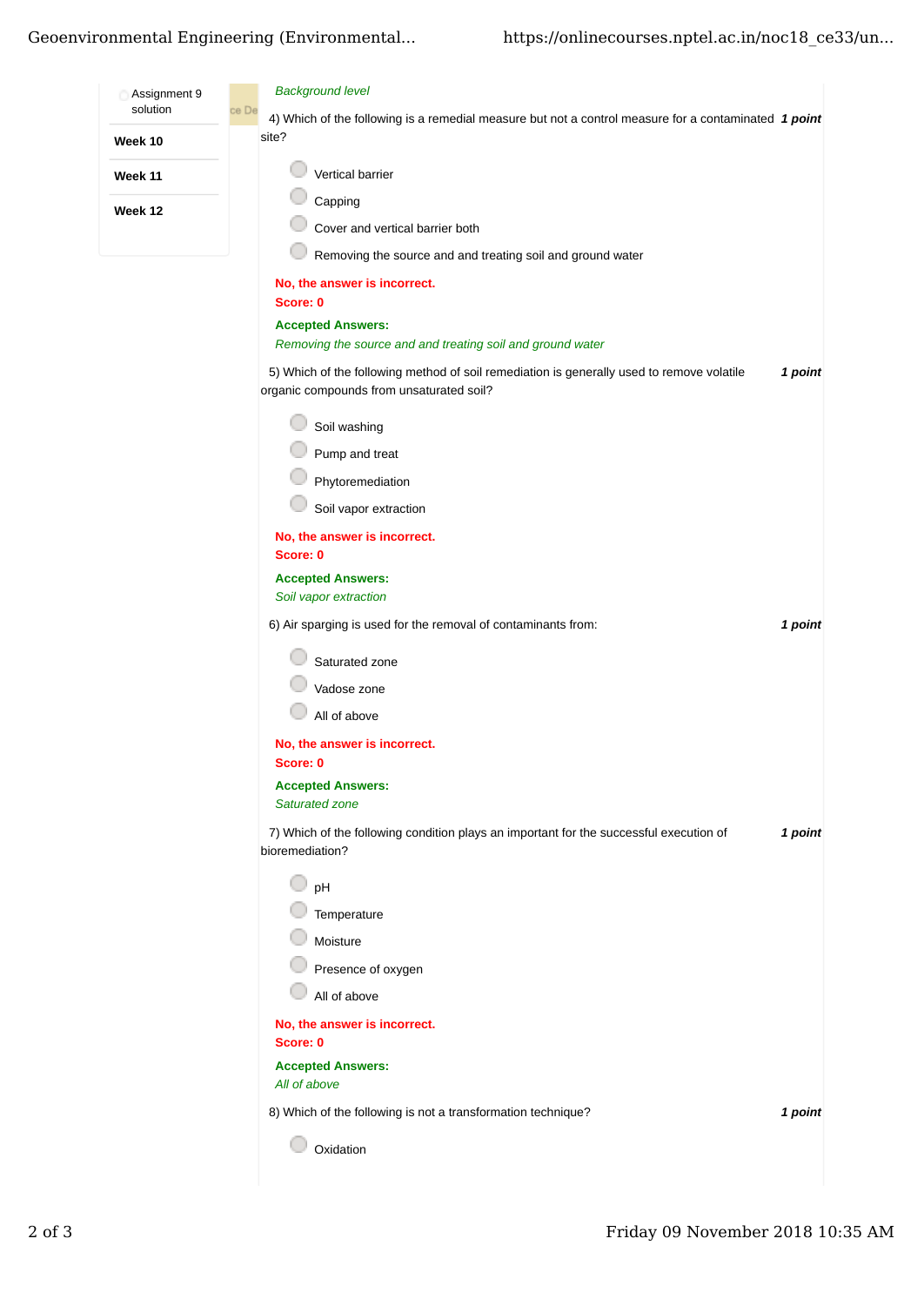*Background level*

4) Which of the following is a remedial measure but not a control measure for a contaminated site? **1 point**

- Vertical barrier
- Capping
- Cover and vertical barrier both
- Removing the source and and treating soil and ground water

**No, the answer is incorrect.**
**Score: 0**

**Accepted Answers:**
*Removing the source and and treating soil and ground water*

5) Which of the following method of soil remediation is generally used to remove volatile organic compounds from unsaturated soil? **1 point**

- Soil washing
- Pump and treat
- Phytoremediation
- Soil vapor extraction

**No, the answer is incorrect.**
**Score: 0**

**Accepted Answers:**
*Soil vapor extraction*

6) Air sparging is used for the removal of contaminants from: **1 point**

- Saturated zone
- Vadose zone
- All of above

**No, the answer is incorrect.**
**Score: 0**

**Accepted Answers:**
*Saturated zone*

7) Which of the following condition plays an important for the successful execution of bioremediation? **1 point**

- pH
- Temperature
- Moisture
- Presence of oxygen
- All of above

**No, the answer is incorrect.**
**Score: 0**

**Accepted Answers:**
*All of above*

8) Which of the following is not a transformation technique? **1 point**

- Oxidation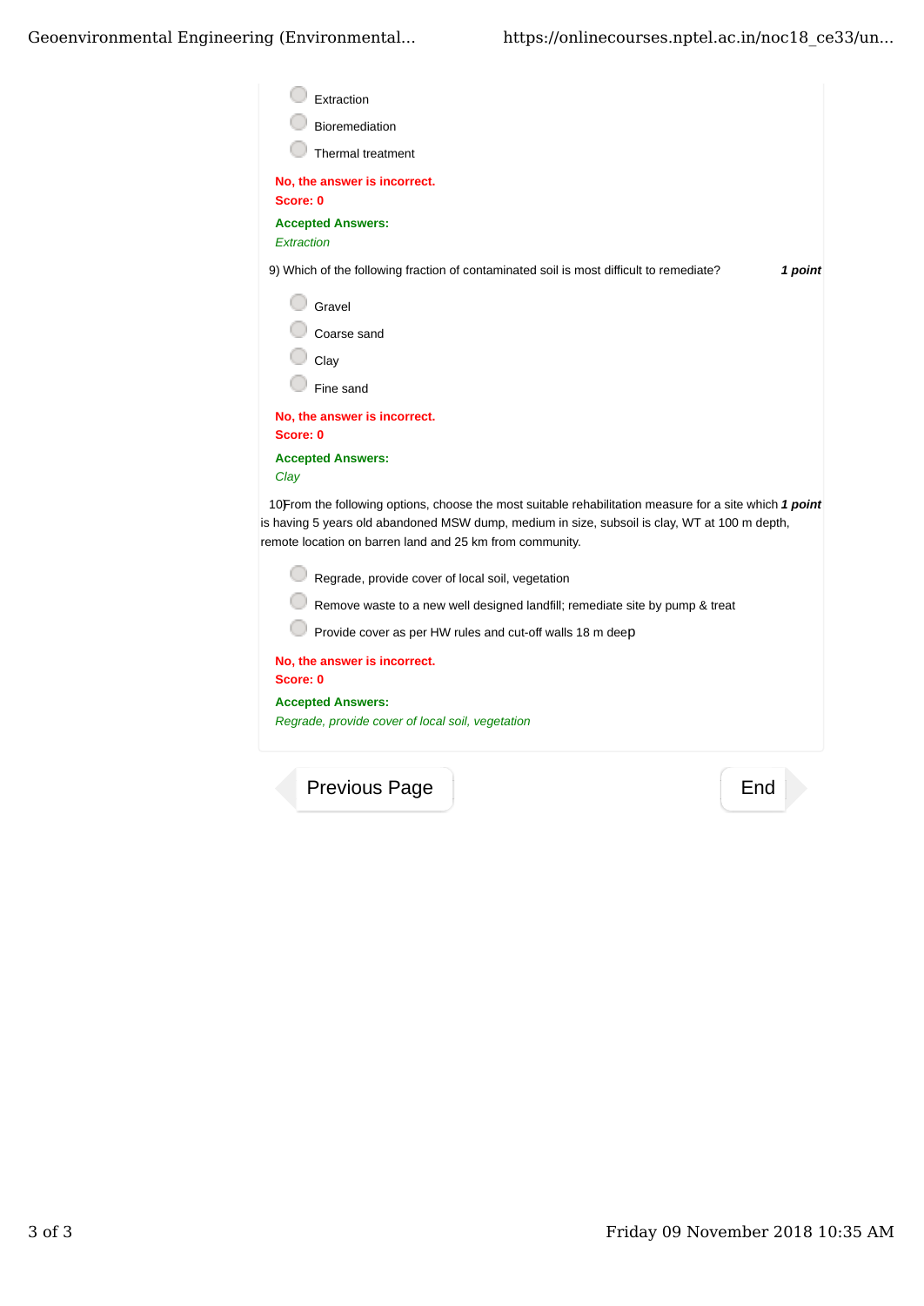- Extraction
- Bioremediation
- Thermal treatment

**No, the answer is incorrect.**
**Score: 0**

**Accepted Answers:**
*Extraction*

9) Which of the following fraction of contaminated soil is most difficult to remediate? ***1 point***

- Gravel
- Coarse sand
- Clay
- Fine sand

**No, the answer is incorrect.**
**Score: 0**

**Accepted Answers:**
*Clay*

10)From the following options, choose the most suitable rehabilitation measure for a site which is having 5 years old abandoned MSW dump, medium in size, subsoil is clay, WT at 100 m depth, remote location on barren land and 25 km from community. ***1 point***

- Regrade, provide cover of local soil, vegetation
- Remove waste to a new well designed landfill; remediate site by pump & treat
- Provide cover as per HW rules and cut-off walls 18 m deep

**No, the answer is incorrect.**
**Score: 0**

**Accepted Answers:**
*Regrade, provide cover of local soil, vegetation*

Previous Page

End